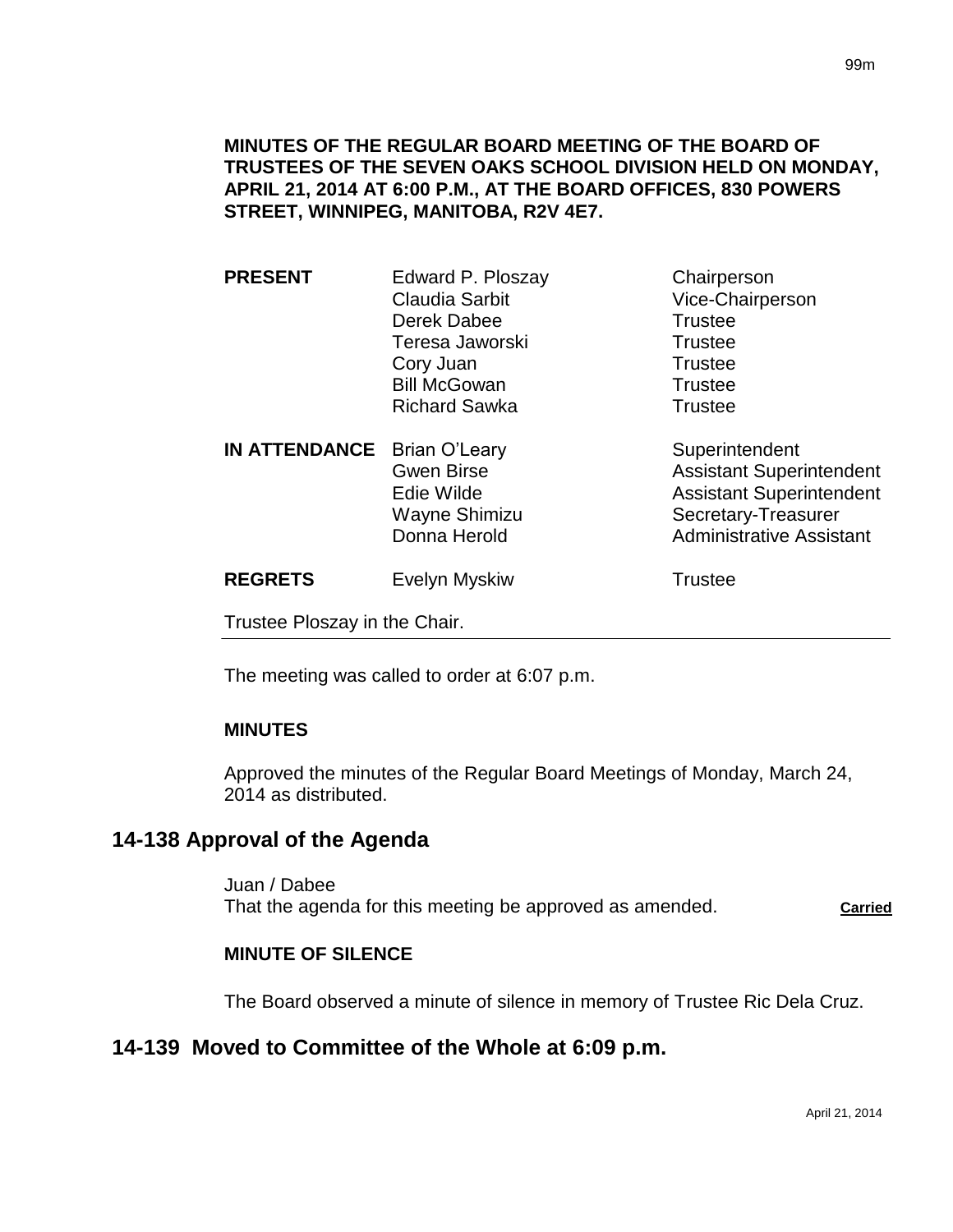**MINUTES OF THE REGULAR BOARD MEETING OF THE BOARD OF TRUSTEES OF THE SEVEN OAKS SCHOOL DIVISION HELD ON MONDAY, APRIL 21, 2014 AT 6:00 P.M., AT THE BOARD OFFICES, 830 POWERS STREET, WINNIPEG, MANITOBA, R2V 4E7.**

| | | |
|---|---|---|
| **PRESENT** | Edward P. Ploszay | Chairperson |
| | Claudia Sarbit | Vice-Chairperson |
| | Derek Dabee | Trustee |
| | Teresa Jaworski | Trustee |
| | Cory Juan | Trustee |
| | Bill McGowan | Trustee |
| | Richard Sawka | Trustee |
| **IN ATTENDANCE** | Brian O'Leary | Superintendent |
| | Gwen Birse | Assistant Superintendent |
| | Edie Wilde | Assistant Superintendent |
| | Wayne Shimizu | Secretary-Treasurer |
| | Donna Herold | Administrative Assistant |
| **REGRETS** | Evelyn Myskiw | Trustee |

Trustee Ploszay in the Chair.

The meeting was called to order at 6:07 p.m.

**MINUTES**

Approved the minutes of the Regular Board Meetings of Monday, March 24, 2014 as distributed.

## 14-138 Approval of the Agenda

Juan / Dabee
That the agenda for this meeting be approved as amended. **Carried**

**MINUTE OF SILENCE**

The Board observed a minute of silence in memory of Trustee Ric Dela Cruz.

## 14-139 Moved to Committee of the Whole at 6:09 p.m.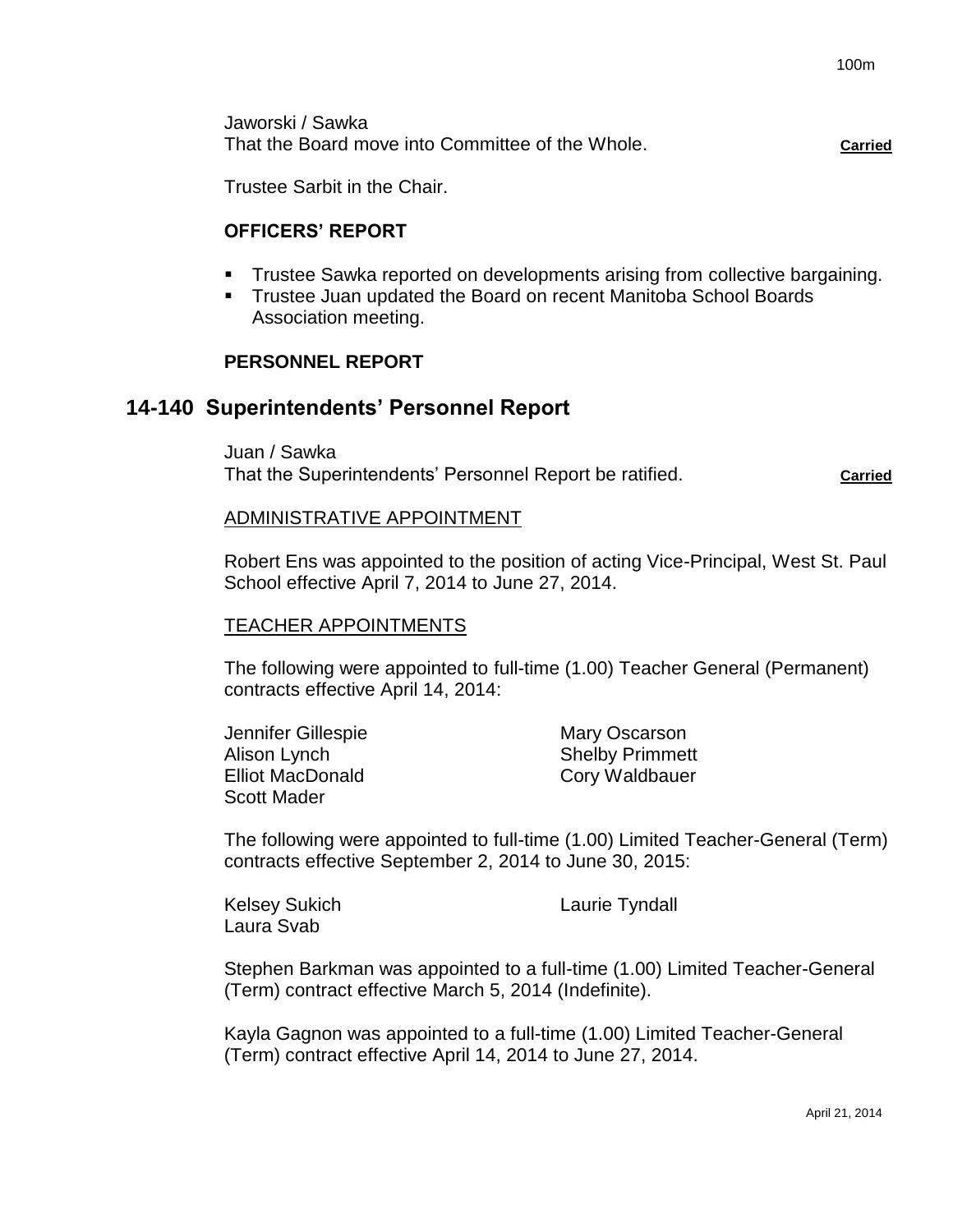Jaworski / Sawka
That the Board move into Committee of the Whole. **Carried**

Trustee Sarbit in the Chair.

**OFFICERS' REPORT**

- Trustee Sawka reported on developments arising from collective bargaining.
- Trustee Juan updated the Board on recent Manitoba School Boards Association meeting.

**PERSONNEL REPORT**

## 14-140 Superintendents' Personnel Report

Juan / Sawka
That the Superintendents' Personnel Report be ratified. **Carried**

ADMINISTRATIVE APPOINTMENT

Robert Ens was appointed to the position of acting Vice-Principal, West St. Paul School effective April 7, 2014 to June 27, 2014.

TEACHER APPOINTMENTS

The following were appointed to full-time (1.00) Teacher General (Permanent) contracts effective April 14, 2014:

Jennifer Gillespie
Alison Lynch
Elliot MacDonald
Scott Mader
Mary Oscarson
Shelby Primmett
Cory Waldbauer

The following were appointed to full-time (1.00) Limited Teacher-General (Term) contracts effective September 2, 2014 to June 30, 2015:

Kelsey Sukich
Laura Svab
Laurie Tyndall

Stephen Barkman was appointed to a full-time (1.00) Limited Teacher-General (Term) contract effective March 5, 2014 (Indefinite).

Kayla Gagnon was appointed to a full-time (1.00) Limited Teacher-General (Term) contract effective April 14, 2014 to June 27, 2014.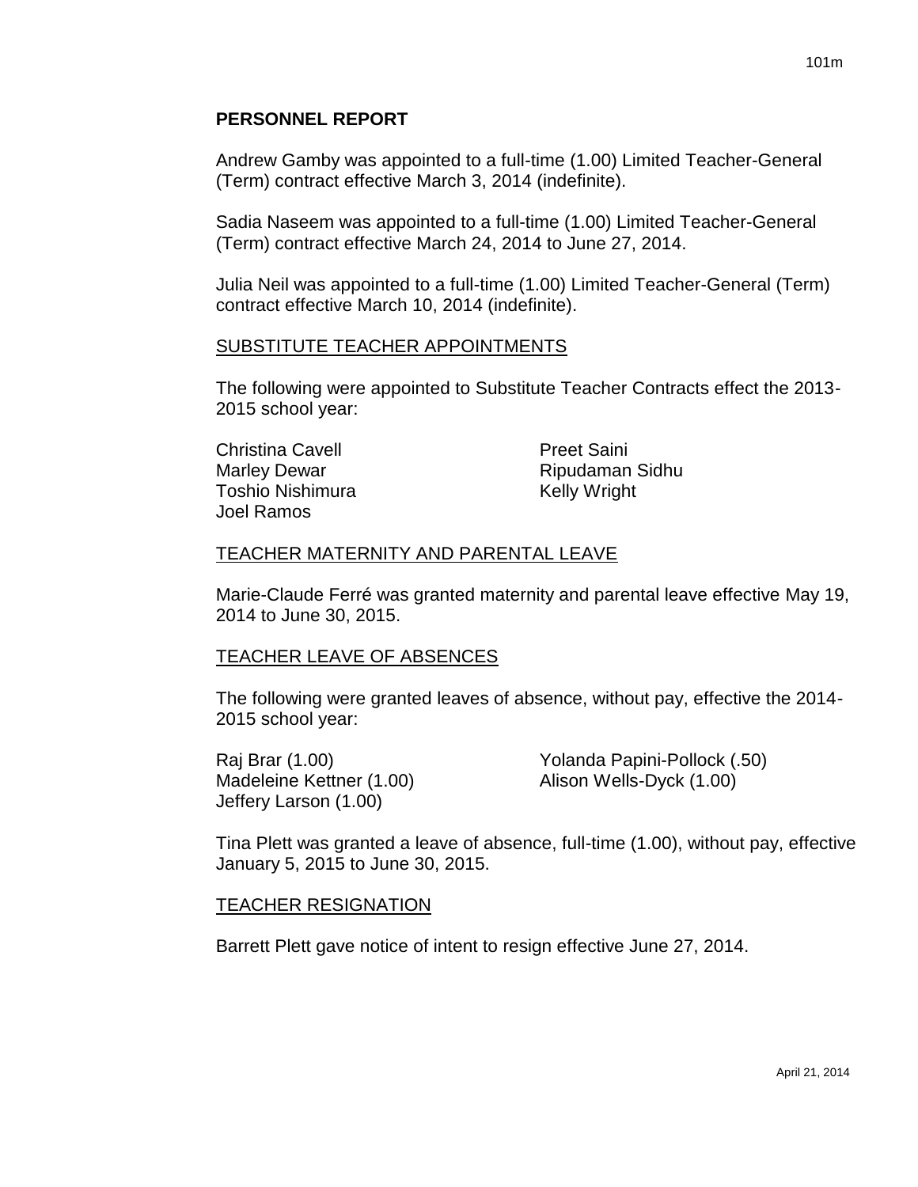## PERSONNEL REPORT

Andrew Gamby was appointed to a full-time (1.00) Limited Teacher-General (Term) contract effective March 3, 2014 (indefinite).

Sadia Naseem was appointed to a full-time (1.00) Limited Teacher-General (Term) contract effective March 24, 2014 to June 27, 2014.

Julia Neil was appointed to a full-time (1.00) Limited Teacher-General (Term) contract effective March 10, 2014 (indefinite).

### SUBSTITUTE TEACHER APPOINTMENTS

The following were appointed to Substitute Teacher Contracts effect the 2013-2015 school year:

Christina Cavell
Marley Dewar
Toshio Nishimura
Joel Ramos
Preet Saini
Ripudaman Sidhu
Kelly Wright

### TEACHER MATERNITY AND PARENTAL LEAVE

Marie-Claude Ferré was granted maternity and parental leave effective May 19, 2014 to June 30, 2015.

### TEACHER LEAVE OF ABSENCES

The following were granted leaves of absence, without pay, effective the 2014-2015 school year:

Raj Brar (1.00)
Madeleine Kettner (1.00)
Jeffery Larson (1.00)
Yolanda Papini-Pollock (.50)
Alison Wells-Dyck (1.00)

Tina Plett was granted a leave of absence, full-time (1.00), without pay, effective January 5, 2015 to June 30, 2015.

### TEACHER RESIGNATION

Barrett Plett gave notice of intent to resign effective June 27, 2014.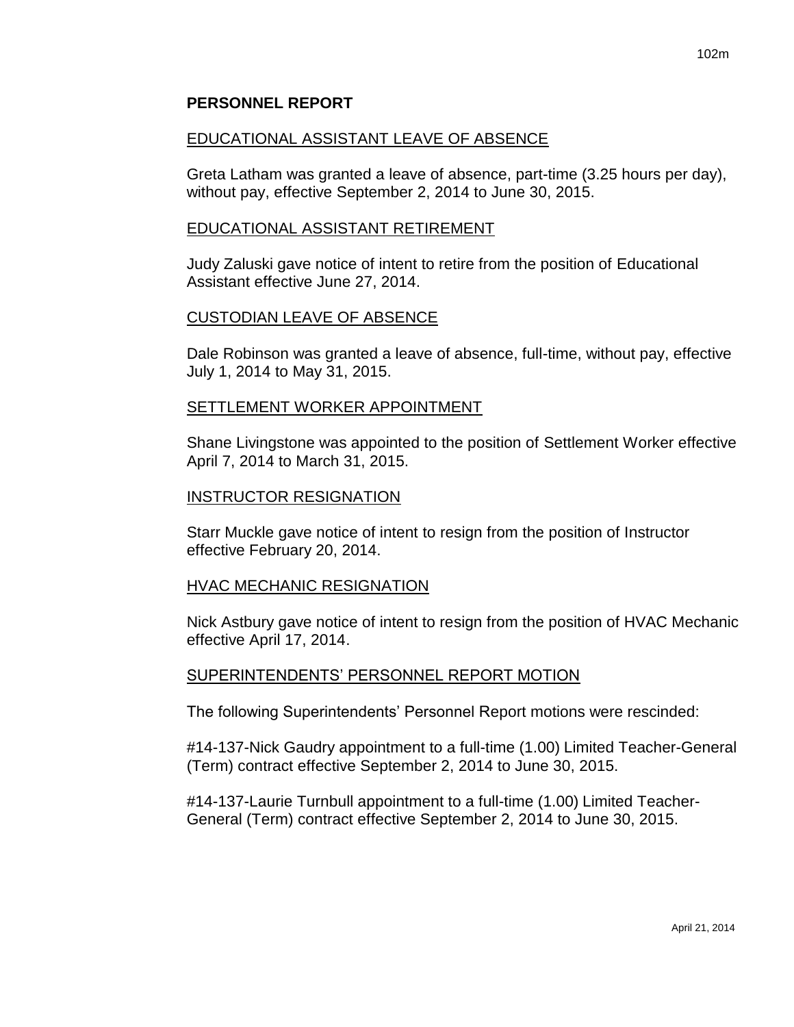## PERSONNEL REPORT

### EDUCATIONAL ASSISTANT LEAVE OF ABSENCE

Greta Latham was granted a leave of absence, part-time (3.25 hours per day), without pay, effective September 2, 2014 to June 30, 2015.

### EDUCATIONAL ASSISTANT RETIREMENT

Judy Zaluski gave notice of intent to retire from the position of Educational Assistant effective June 27, 2014.

### CUSTODIAN LEAVE OF ABSENCE

Dale Robinson was granted a leave of absence, full-time, without pay, effective July 1, 2014 to May 31, 2015.

### SETTLEMENT WORKER APPOINTMENT

Shane Livingstone was appointed to the position of Settlement Worker effective April 7, 2014 to March 31, 2015.

### INSTRUCTOR RESIGNATION

Starr Muckle gave notice of intent to resign from the position of Instructor effective February 20, 2014.

### HVAC MECHANIC RESIGNATION

Nick Astbury gave notice of intent to resign from the position of HVAC Mechanic effective April 17, 2014.

### SUPERINTENDENTS' PERSONNEL REPORT MOTION

The following Superintendents' Personnel Report motions were rescinded:

#14-137-Nick Gaudry appointment to a full-time (1.00) Limited Teacher-General (Term) contract effective September 2, 2014 to June 30, 2015.

#14-137-Laurie Turnbull appointment to a full-time (1.00) Limited Teacher-General (Term) contract effective September 2, 2014 to June 30, 2015.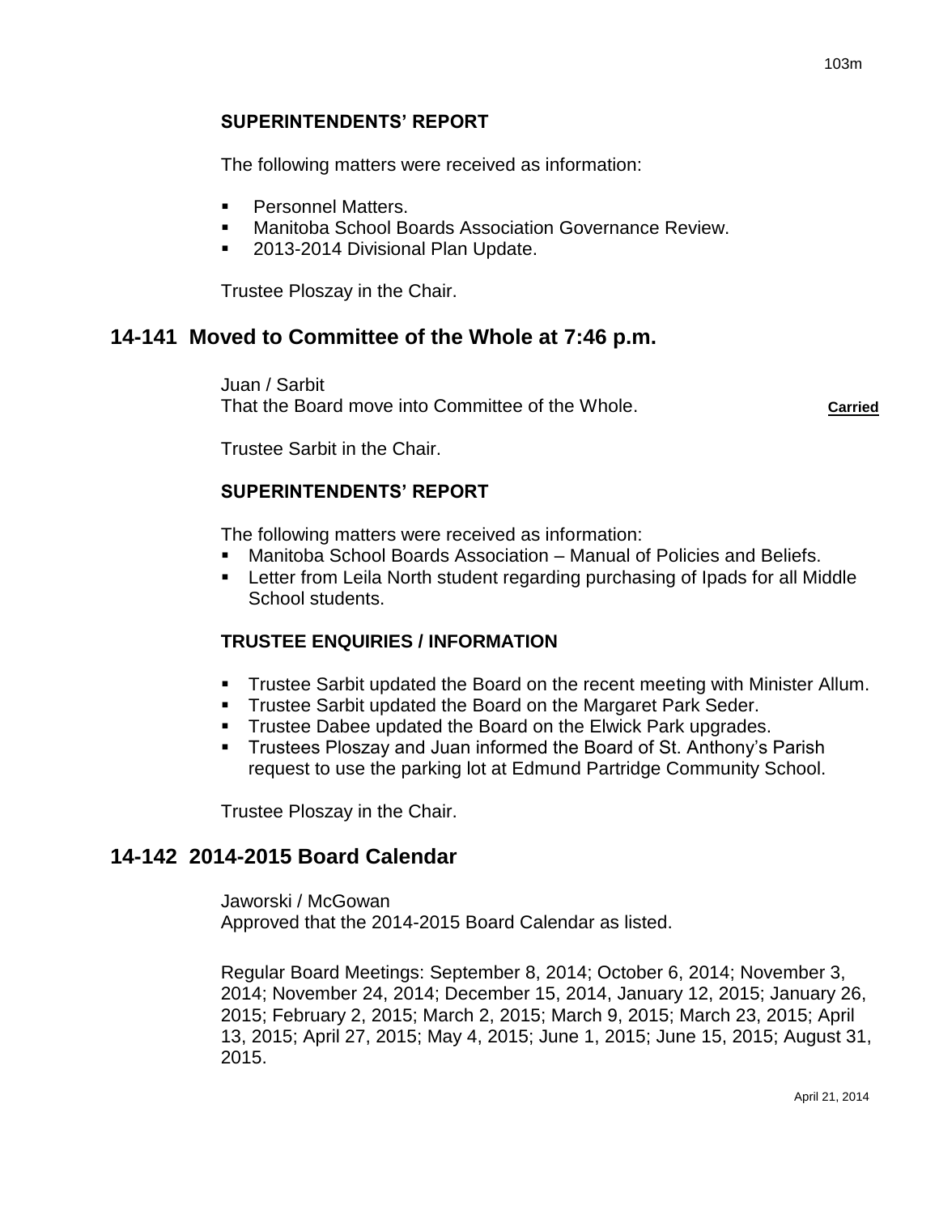### SUPERINTENDENTS' REPORT

The following matters were received as information:

- Personnel Matters.
- Manitoba School Boards Association Governance Review.
- 2013-2014 Divisional Plan Update.

Trustee Ploszay in the Chair.

## 14-141 Moved to Committee of the Whole at 7:46 p.m.

Juan / Sarbit
That the Board move into Committee of the Whole. **Carried**

Trustee Sarbit in the Chair.

### SUPERINTENDENTS' REPORT

The following matters were received as information:

- Manitoba School Boards Association – Manual of Policies and Beliefs.
- Letter from Leila North student regarding purchasing of Ipads for all Middle School students.

### TRUSTEE ENQUIRIES / INFORMATION

- Trustee Sarbit updated the Board on the recent meeting with Minister Allum.
- Trustee Sarbit updated the Board on the Margaret Park Seder.
- Trustee Dabee updated the Board on the Elwick Park upgrades.
- Trustees Ploszay and Juan informed the Board of St. Anthony's Parish request to use the parking lot at Edmund Partridge Community School.

Trustee Ploszay in the Chair.

## 14-142 2014-2015 Board Calendar

Jaworski / McGowan
Approved that the 2014-2015 Board Calendar as listed.

Regular Board Meetings: September 8, 2014; October 6, 2014; November 3, 2014; November 24, 2014; December 15, 2014, January 12, 2015; January 26, 2015; February 2, 2015; March 2, 2015; March 9, 2015; March 23, 2015; April 13, 2015; April 27, 2015; May 4, 2015; June 1, 2015; June 15, 2015; August 31, 2015.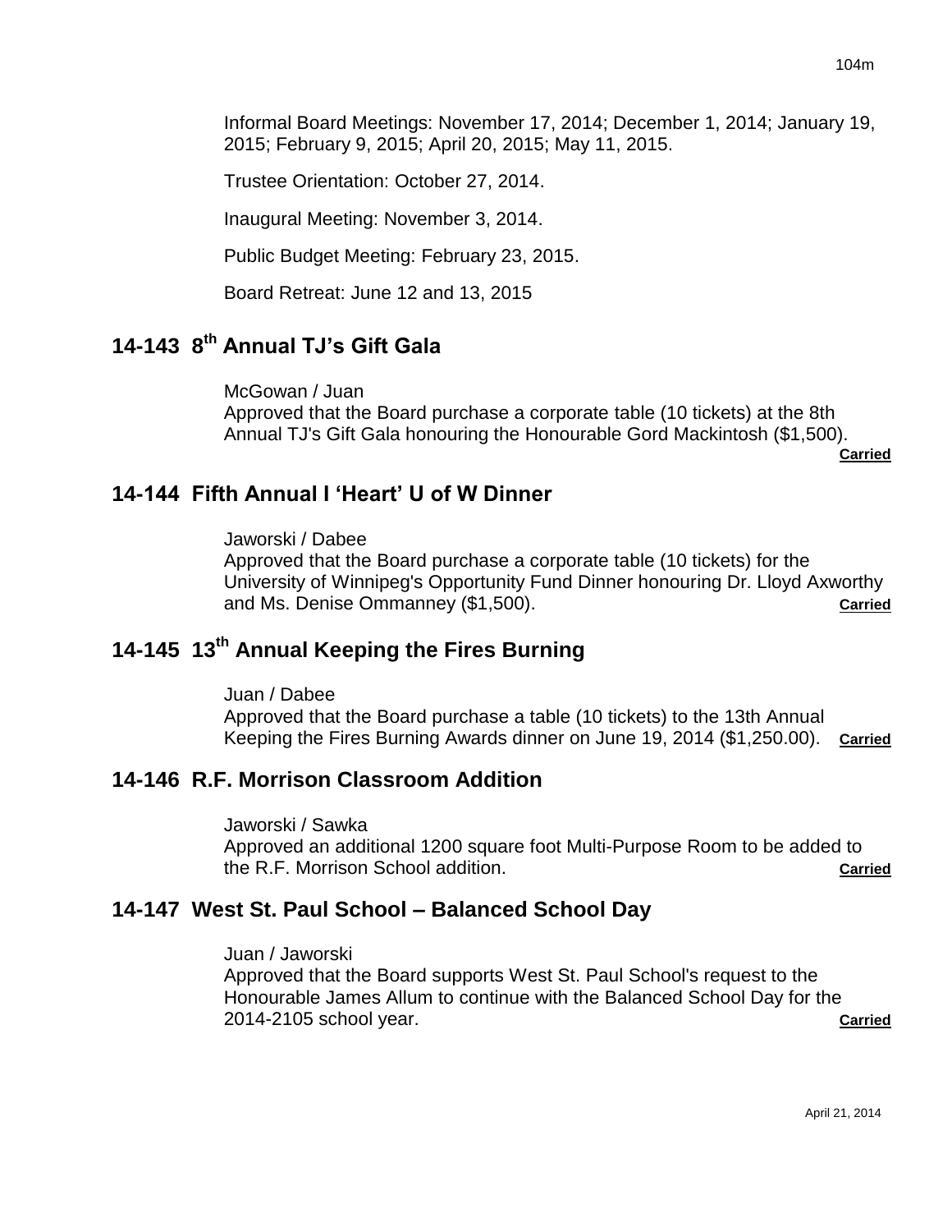Informal Board Meetings: November 17, 2014; December 1, 2014; January 19, 2015; February 9, 2015; April 20, 2015; May 11, 2015.

Trustee Orientation: October 27, 2014.

Inaugural Meeting: November 3, 2014.

Public Budget Meeting: February 23, 2015.

Board Retreat: June 12 and 13, 2015

## 14-143 8th Annual TJ's Gift Gala

McGowan / Juan
Approved that the Board purchase a corporate table (10 tickets) at the 8th Annual TJ's Gift Gala honouring the Honourable Gord Mackintosh ($1,500).
**Carried**

## 14-144 Fifth Annual I 'Heart' U of W Dinner

Jaworski / Dabee
Approved that the Board purchase a corporate table (10 tickets) for the University of Winnipeg's Opportunity Fund Dinner honouring Dr. Lloyd Axworthy and Ms. Denise Ommanney ($1,500). **Carried**

## 14-145 13th Annual Keeping the Fires Burning

Juan / Dabee
Approved that the Board purchase a table (10 tickets) to the 13th Annual Keeping the Fires Burning Awards dinner on June 19, 2014 ($1,250.00). **Carried**

## 14-146 R.F. Morrison Classroom Addition

Jaworski / Sawka
Approved an additional 1200 square foot Multi-Purpose Room to be added to the R.F. Morrison School addition. **Carried**

## 14-147 West St. Paul School – Balanced School Day

Juan / Jaworski
Approved that the Board supports West St. Paul School's request to the Honourable James Allum to continue with the Balanced School Day for the 2014-2105 school year. **Carried**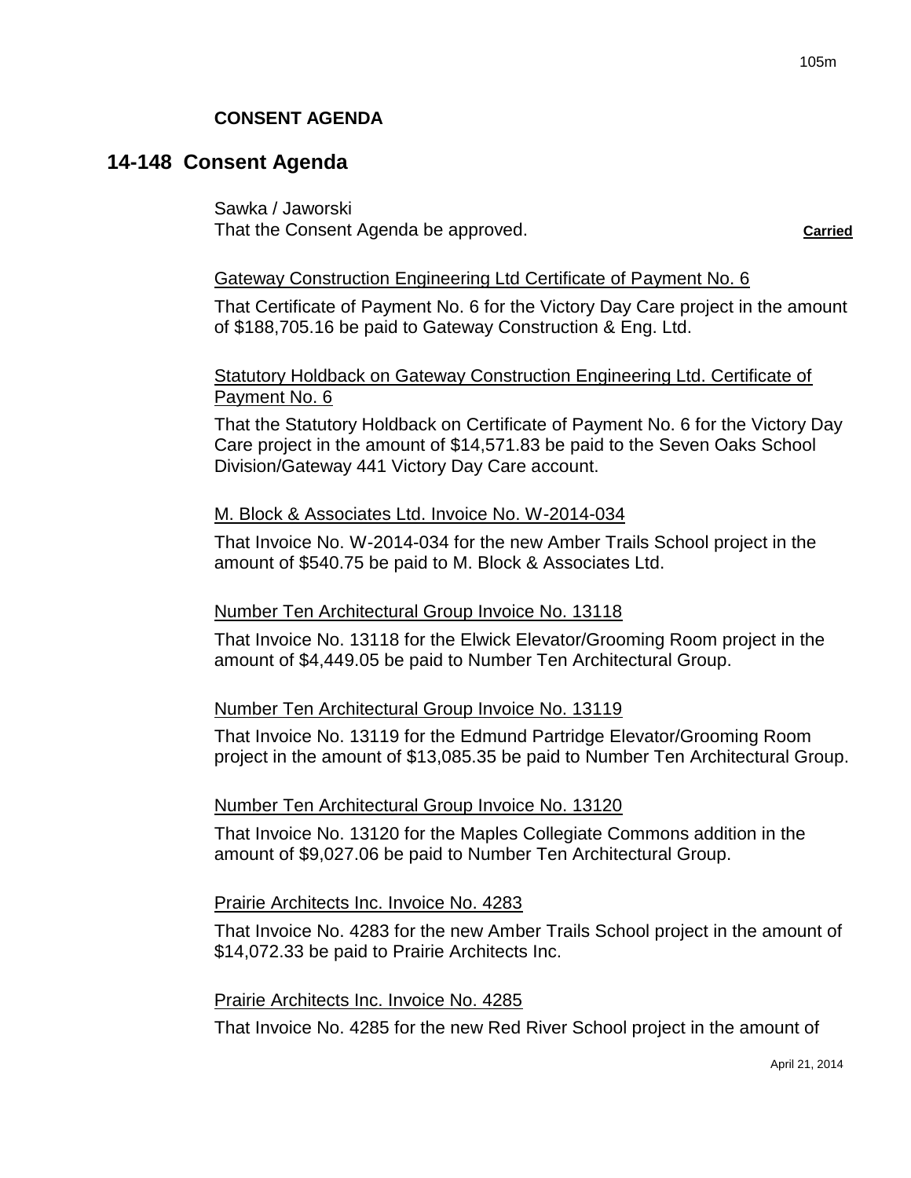**CONSENT AGENDA**

## 14-148 Consent Agenda

Sawka / Jaworski
That the Consent Agenda be approved. **Carried**

Gateway Construction Engineering Ltd Certificate of Payment No. 6

That Certificate of Payment No. 6 for the Victory Day Care project in the amount of $188,705.16 be paid to Gateway Construction & Eng. Ltd.

Statutory Holdback on Gateway Construction Engineering Ltd. Certificate of Payment No. 6

That the Statutory Holdback on Certificate of Payment No. 6 for the Victory Day Care project in the amount of $14,571.83 be paid to the Seven Oaks School Division/Gateway 441 Victory Day Care account.

M. Block & Associates Ltd. Invoice No. W-2014-034

That Invoice No. W-2014-034 for the new Amber Trails School project in the amount of $540.75 be paid to M. Block & Associates Ltd.

Number Ten Architectural Group Invoice No. 13118

That Invoice No. 13118 for the Elwick Elevator/Grooming Room project in the amount of $4,449.05 be paid to Number Ten Architectural Group.

Number Ten Architectural Group Invoice No. 13119

That Invoice No. 13119 for the Edmund Partridge Elevator/Grooming Room project in the amount of $13,085.35 be paid to Number Ten Architectural Group.

Number Ten Architectural Group Invoice No. 13120

That Invoice No. 13120 for the Maples Collegiate Commons addition in the amount of $9,027.06 be paid to Number Ten Architectural Group.

Prairie Architects Inc. Invoice No. 4283

That Invoice No. 4283 for the new Amber Trails School project in the amount of $14,072.33 be paid to Prairie Architects Inc.

Prairie Architects Inc. Invoice No. 4285

That Invoice No. 4285 for the new Red River School project in the amount of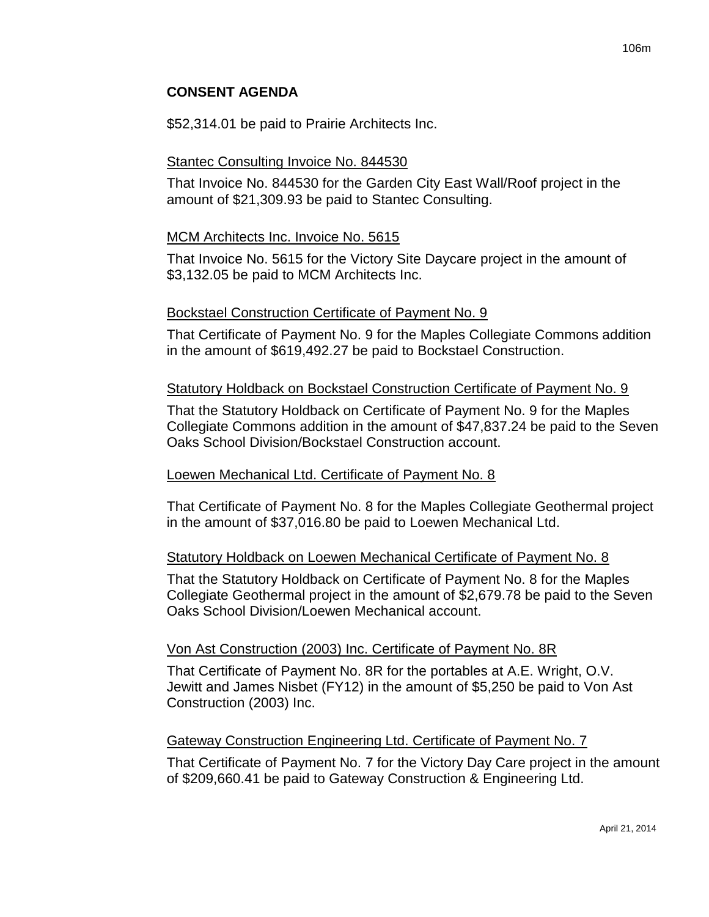## CONSENT AGENDA

$52,314.01 be paid to Prairie Architects Inc.

Stantec Consulting Invoice No. 844530

That Invoice No. 844530 for the Garden City East Wall/Roof project in the amount of $21,309.93 be paid to Stantec Consulting.

MCM Architects Inc. Invoice No. 5615

That Invoice No. 5615 for the Victory Site Daycare project in the amount of $3,132.05 be paid to MCM Architects Inc.

Bockstael Construction Certificate of Payment No. 9

That Certificate of Payment No. 9 for the Maples Collegiate Commons addition in the amount of $619,492.27 be paid to Bockstael Construction.

Statutory Holdback on Bockstael Construction Certificate of Payment No. 9

That the Statutory Holdback on Certificate of Payment No. 9 for the Maples Collegiate Commons addition in the amount of $47,837.24 be paid to the Seven Oaks School Division/Bockstael Construction account.

Loewen Mechanical Ltd. Certificate of Payment No. 8

That Certificate of Payment No. 8 for the Maples Collegiate Geothermal project in the amount of $37,016.80 be paid to Loewen Mechanical Ltd.

Statutory Holdback on Loewen Mechanical Certificate of Payment No. 8

That the Statutory Holdback on Certificate of Payment No. 8 for the Maples Collegiate Geothermal project in the amount of $2,679.78 be paid to the Seven Oaks School Division/Loewen Mechanical account.

Von Ast Construction (2003) Inc. Certificate of Payment No. 8R

That Certificate of Payment No. 8R for the portables at A.E. Wright, O.V. Jewitt and James Nisbet (FY12) in the amount of $5,250 be paid to Von Ast Construction (2003) Inc.

Gateway Construction Engineering Ltd. Certificate of Payment No. 7

That Certificate of Payment No. 7 for the Victory Day Care project in the amount of $209,660.41 be paid to Gateway Construction & Engineering Ltd.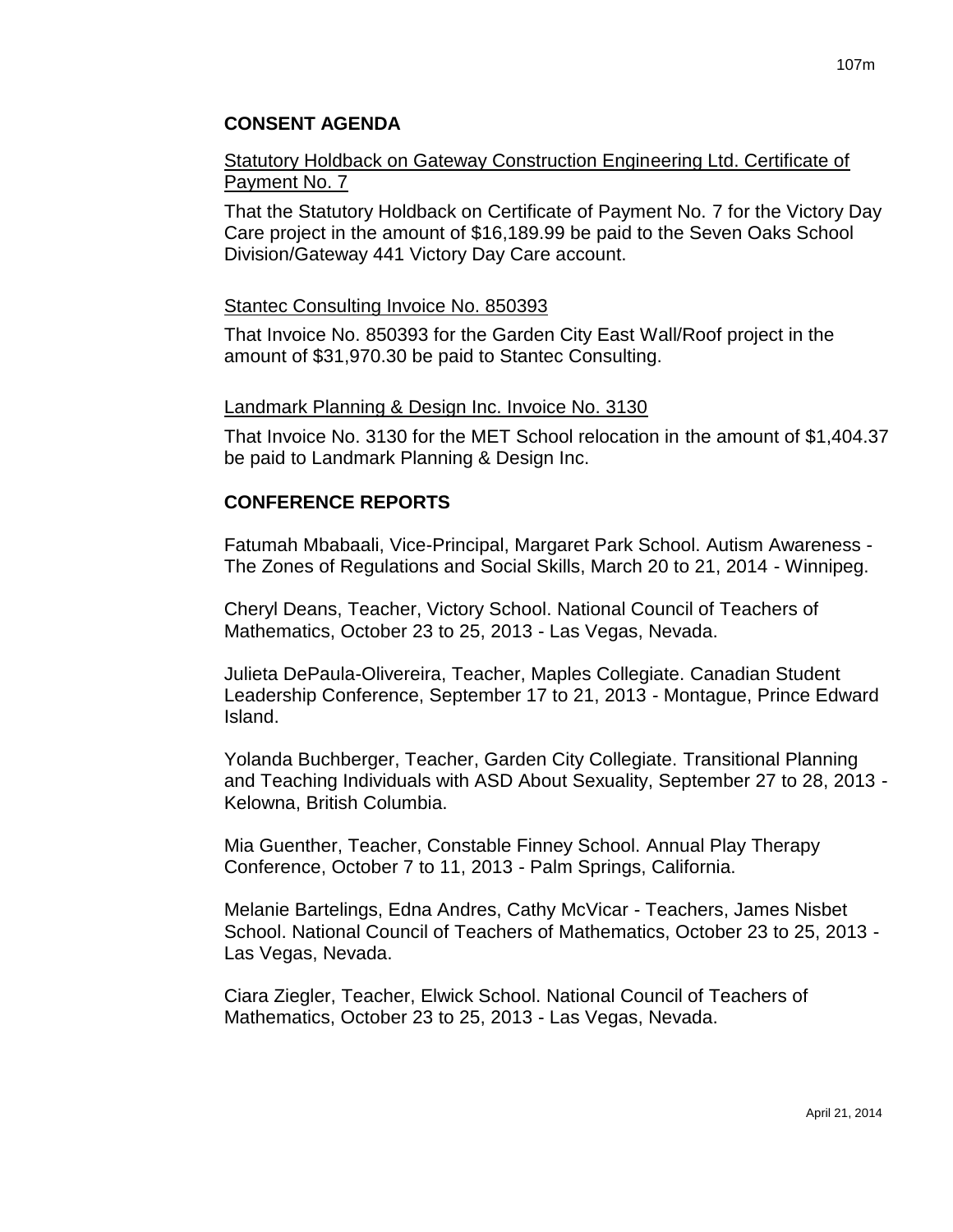## CONSENT AGENDA

Statutory Holdback on Gateway Construction Engineering Ltd. Certificate of Payment No. 7

That the Statutory Holdback on Certificate of Payment No. 7 for the Victory Day Care project in the amount of $16,189.99 be paid to the Seven Oaks School Division/Gateway 441 Victory Day Care account.

Stantec Consulting Invoice No. 850393

That Invoice No. 850393 for the Garden City East Wall/Roof project in the amount of $31,970.30 be paid to Stantec Consulting.

Landmark Planning & Design Inc. Invoice No. 3130

That Invoice No. 3130 for the MET School relocation in the amount of $1,404.37 be paid to Landmark Planning & Design Inc.

## CONFERENCE REPORTS

Fatumah Mbabaali, Vice-Principal, Margaret Park School. Autism Awareness - The Zones of Regulations and Social Skills, March 20 to 21, 2014 - Winnipeg.

Cheryl Deans, Teacher, Victory School. National Council of Teachers of Mathematics, October 23 to 25, 2013 - Las Vegas, Nevada.

Julieta DePaula-Olivereira, Teacher, Maples Collegiate. Canadian Student Leadership Conference, September 17 to 21, 2013 - Montague, Prince Edward Island.

Yolanda Buchberger, Teacher, Garden City Collegiate. Transitional Planning and Teaching Individuals with ASD About Sexuality, September 27 to 28, 2013 - Kelowna, British Columbia.

Mia Guenther, Teacher, Constable Finney School. Annual Play Therapy Conference, October 7 to 11, 2013 - Palm Springs, California.

Melanie Bartelings, Edna Andres, Cathy McVicar - Teachers, James Nisbet School. National Council of Teachers of Mathematics, October 23 to 25, 2013 - Las Vegas, Nevada.

Ciara Ziegler, Teacher, Elwick School. National Council of Teachers of Mathematics, October 23 to 25, 2013 - Las Vegas, Nevada.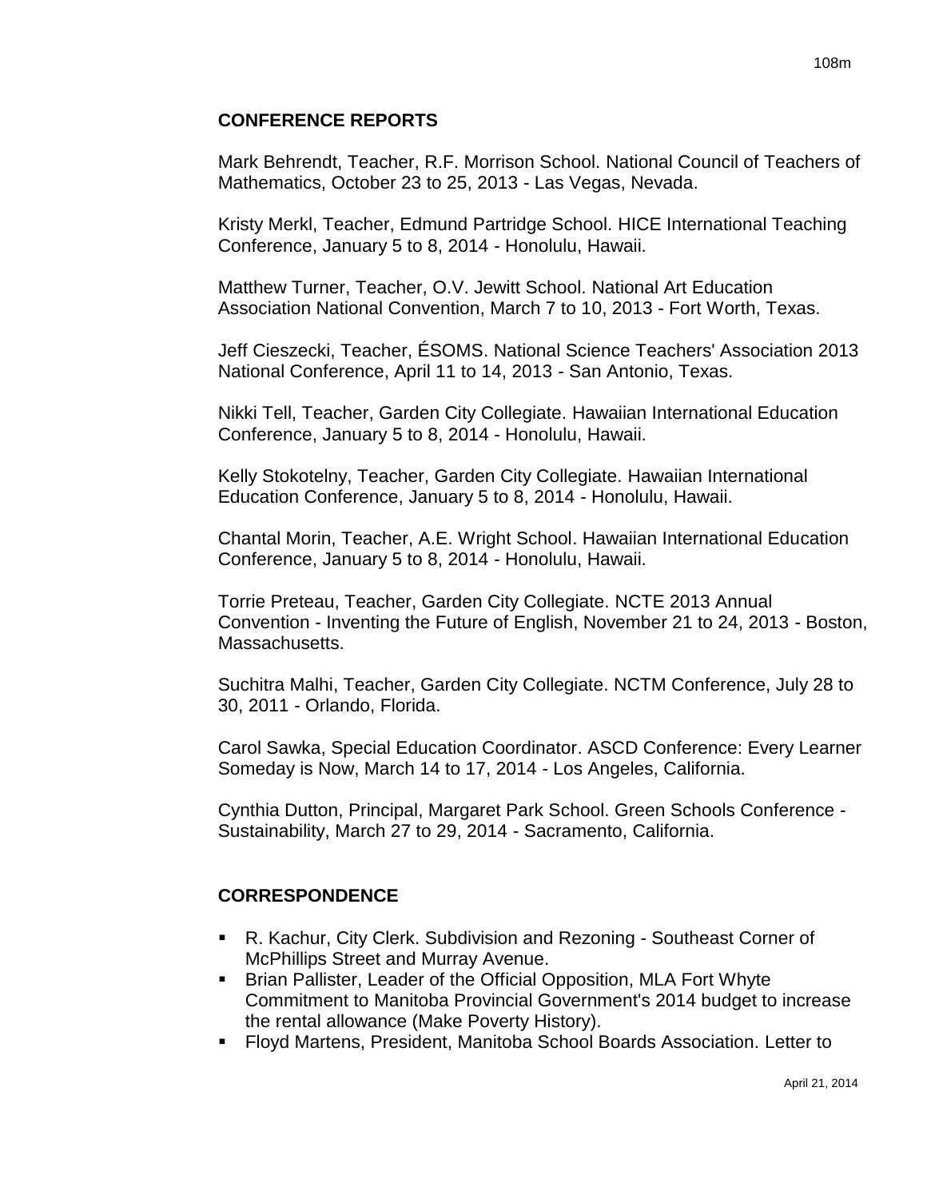## CONFERENCE REPORTS

Mark Behrendt, Teacher, R.F. Morrison School. National Council of Teachers of Mathematics, October 23 to 25, 2013 - Las Vegas, Nevada.

Kristy Merkl, Teacher, Edmund Partridge School. HICE International Teaching Conference, January 5 to 8, 2014 - Honolulu, Hawaii.

Matthew Turner, Teacher, O.V. Jewitt School. National Art Education Association National Convention, March 7 to 10, 2013 - Fort Worth, Texas.

Jeff Cieszecki, Teacher, ÉSOMS. National Science Teachers' Association 2013 National Conference, April 11 to 14, 2013 - San Antonio, Texas.

Nikki Tell, Teacher, Garden City Collegiate. Hawaiian International Education Conference, January 5 to 8, 2014 - Honolulu, Hawaii.

Kelly Stokotelny, Teacher, Garden City Collegiate. Hawaiian International Education Conference, January 5 to 8, 2014 - Honolulu, Hawaii.

Chantal Morin, Teacher, A.E. Wright School. Hawaiian International Education Conference, January 5 to 8, 2014 - Honolulu, Hawaii.

Torrie Preteau, Teacher, Garden City Collegiate. NCTE 2013 Annual Convention - Inventing the Future of English, November 21 to 24, 2013 - Boston, Massachusetts.

Suchitra Malhi, Teacher, Garden City Collegiate. NCTM Conference, July 28 to 30, 2011 - Orlando, Florida.

Carol Sawka, Special Education Coordinator. ASCD Conference: Every Learner Someday is Now, March 14 to 17, 2014 - Los Angeles, California.

Cynthia Dutton, Principal, Margaret Park School. Green Schools Conference - Sustainability, March 27 to 29, 2014 - Sacramento, California.

## CORRESPONDENCE

- R. Kachur, City Clerk. Subdivision and Rezoning - Southeast Corner of McPhillips Street and Murray Avenue.
- Brian Pallister, Leader of the Official Opposition, MLA Fort Whyte Commitment to Manitoba Provincial Government's 2014 budget to increase the rental allowance (Make Poverty History).
- Floyd Martens, President, Manitoba School Boards Association. Letter to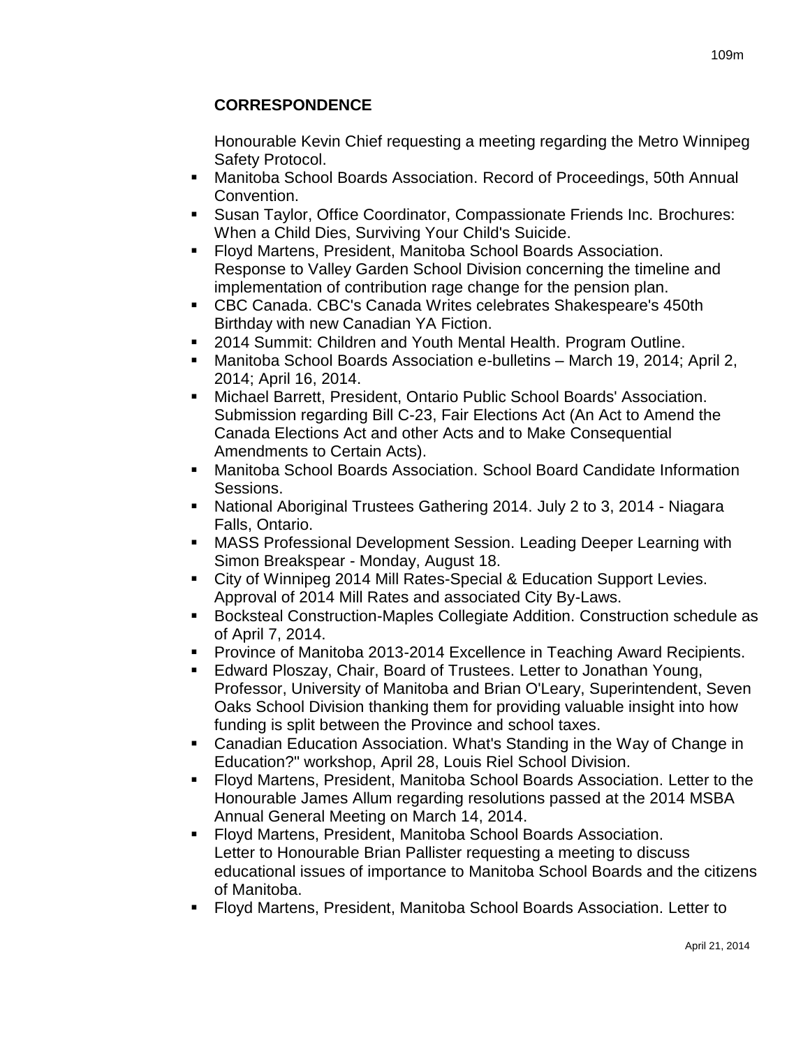## CORRESPONDENCE

Honourable Kevin Chief requesting a meeting regarding the Metro Winnipeg Safety Protocol.

- Manitoba School Boards Association. Record of Proceedings, 50th Annual Convention.
- Susan Taylor, Office Coordinator, Compassionate Friends Inc. Brochures: When a Child Dies, Surviving Your Child's Suicide.
- Floyd Martens, President, Manitoba School Boards Association. Response to Valley Garden School Division concerning the timeline and implementation of contribution rage change for the pension plan.
- CBC Canada. CBC's Canada Writes celebrates Shakespeare's 450th Birthday with new Canadian YA Fiction.
- 2014 Summit: Children and Youth Mental Health. Program Outline.
- Manitoba School Boards Association e-bulletins – March 19, 2014; April 2, 2014; April 16, 2014.
- Michael Barrett, President, Ontario Public School Boards' Association. Submission regarding Bill C-23, Fair Elections Act (An Act to Amend the Canada Elections Act and other Acts and to Make Consequential Amendments to Certain Acts).
- Manitoba School Boards Association. School Board Candidate Information Sessions.
- National Aboriginal Trustees Gathering 2014. July 2 to 3, 2014 - Niagara Falls, Ontario.
- MASS Professional Development Session. Leading Deeper Learning with Simon Breakspear - Monday, August 18.
- City of Winnipeg 2014 Mill Rates-Special & Education Support Levies. Approval of 2014 Mill Rates and associated City By-Laws.
- Bocksteal Construction-Maples Collegiate Addition. Construction schedule as of April 7, 2014.
- Province of Manitoba 2013-2014 Excellence in Teaching Award Recipients.
- Edward Ploszay, Chair, Board of Trustees. Letter to Jonathan Young, Professor, University of Manitoba and Brian O'Leary, Superintendent, Seven Oaks School Division thanking them for providing valuable insight into how funding is split between the Province and school taxes.
- Canadian Education Association. What's Standing in the Way of Change in Education?" workshop, April 28, Louis Riel School Division.
- Floyd Martens, President, Manitoba School Boards Association. Letter to the Honourable James Allum regarding resolutions passed at the 2014 MSBA Annual General Meeting on March 14, 2014.
- Floyd Martens, President, Manitoba School Boards Association. Letter to Honourable Brian Pallister requesting a meeting to discuss educational issues of importance to Manitoba School Boards and the citizens of Manitoba.
- Floyd Martens, President, Manitoba School Boards Association. Letter to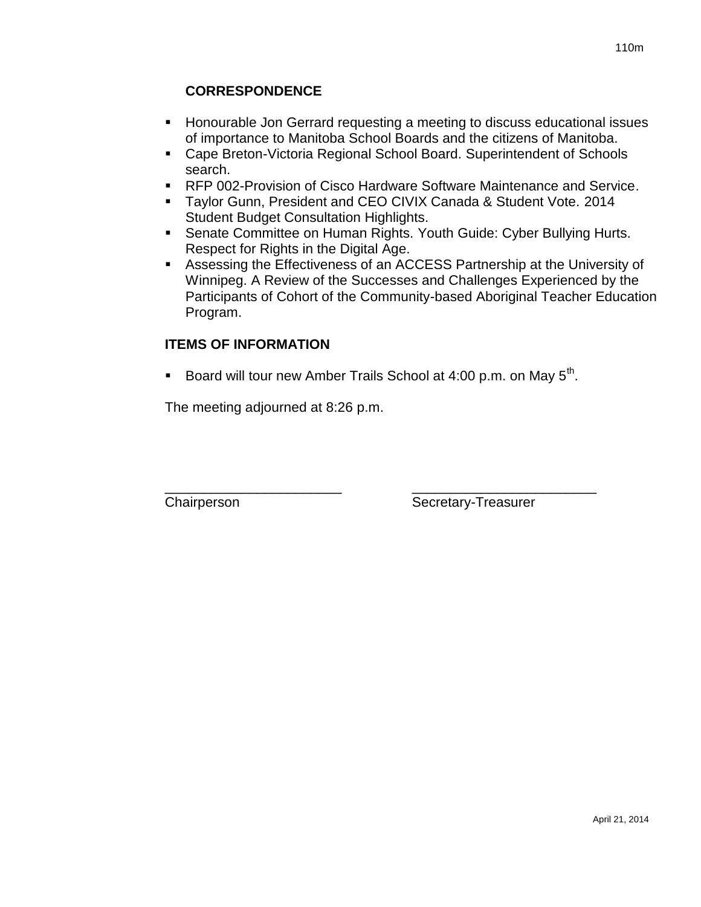## CORRESPONDENCE

- Honourable Jon Gerrard requesting a meeting to discuss educational issues of importance to Manitoba School Boards and the citizens of Manitoba.
- Cape Breton-Victoria Regional School Board. Superintendent of Schools search.
- RFP 002-Provision of Cisco Hardware Software Maintenance and Service.
- Taylor Gunn, President and CEO CIVIX Canada & Student Vote. 2014 Student Budget Consultation Highlights.
- Senate Committee on Human Rights. Youth Guide: Cyber Bullying Hurts. Respect for Rights in the Digital Age.
- Assessing the Effectiveness of an ACCESS Partnership at the University of Winnipeg. A Review of the Successes and Challenges Experienced by the Participants of Cohort of the Community-based Aboriginal Teacher Education Program.

## ITEMS OF INFORMATION

- Board will tour new Amber Trails School at 4:00 p.m. on May 5th.

The meeting adjourned at 8:26 p.m.

_______________________ _______________________

Chairperson Secretary-Treasurer